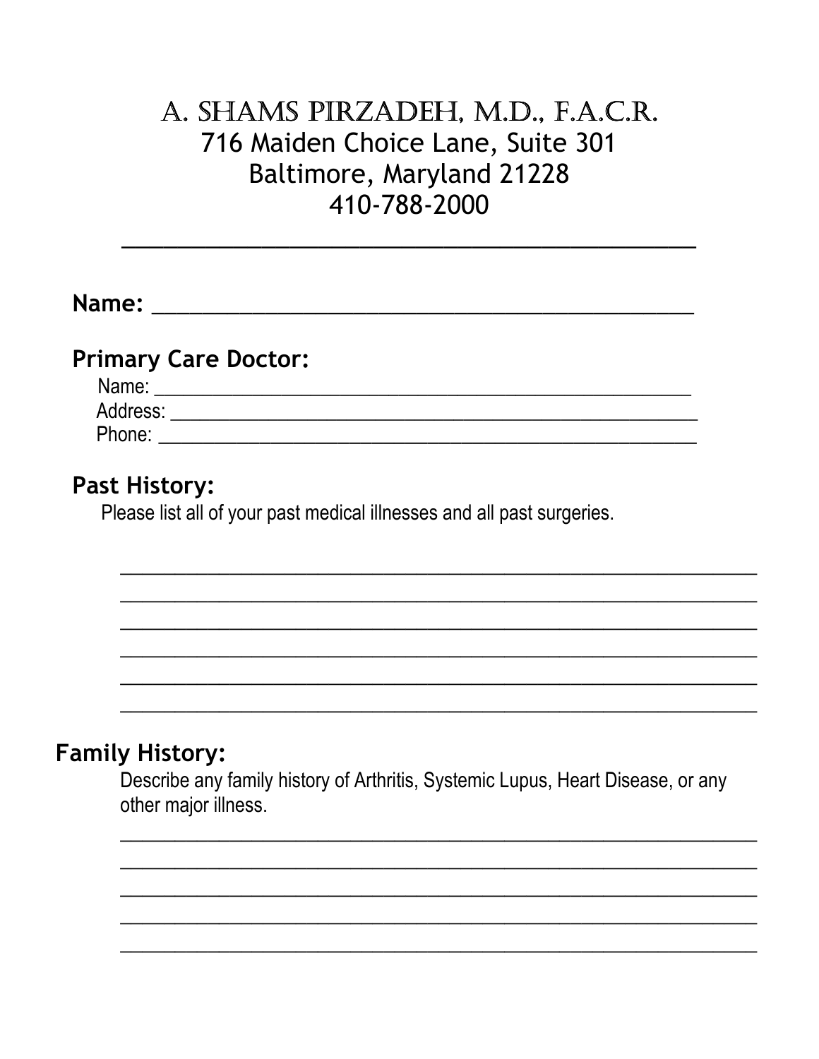# A. SHAMS PIRZADEH, M.D., F.A.C.R.

716 Maiden Choice Lane, Suite 301
Baltimore, Maryland 21228
410-788-2000

---

**Name:** ____________________________________________

## Primary Care Doctor:

Name: ____________________________________________________

Address: __________________________________________________

Phone: ___________________________________________________

## Past History:

Please list all of your past medical illnesses and all past surgeries.

____________________________________________________________

____________________________________________________________

____________________________________________________________

____________________________________________________________

____________________________________________________________

____________________________________________________________

## Family History:

Describe any family history of Arthritis, Systemic Lupus, Heart Disease, or any other major illness.

____________________________________________________________

____________________________________________________________

____________________________________________________________

____________________________________________________________

____________________________________________________________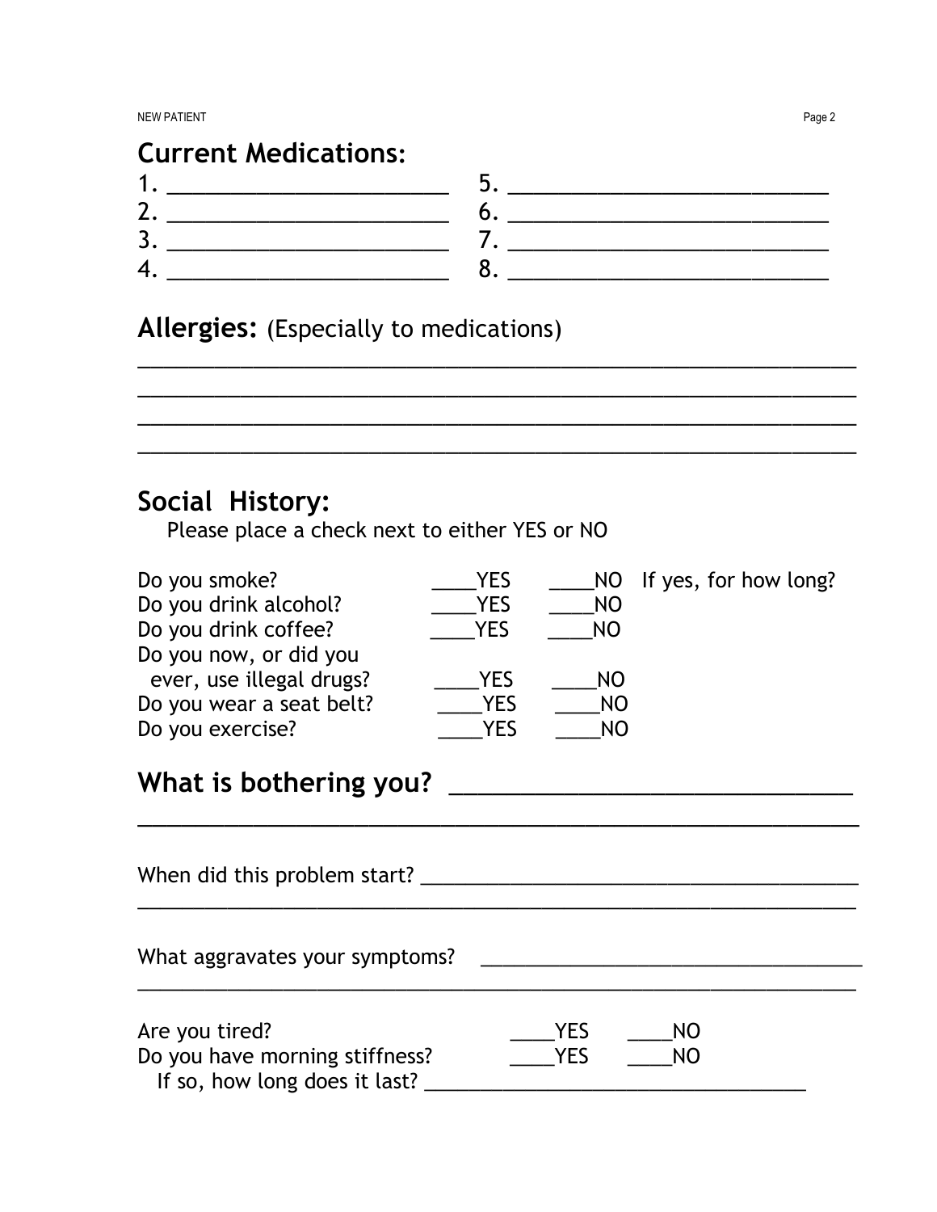## Current Medications:

1. ______________________
2. ______________________
3. ______________________
4. ______________________
5. ______________________
6. ______________________
7. ______________________
8. ______________________

## Allergies: (Especially to medications)

______________________________________________________________

______________________________________________________________

______________________________________________________________

______________________________________________________________

## Social History:

Please place a check next to either YES or NO

Do you smoke? ____YES ____NO If yes, for how long?

Do you drink alcohol? ____YES ____NO

Do you drink coffee? ____YES ____NO

Do you now, or did you ever, use illegal drugs? ____YES ____NO

Do you wear a seat belt? ____YES ____NO

Do you exercise? ____YES ____NO

## What is bothering you? ______________________________

______________________________________________________________

When did this problem start? ______________________________

______________________________________________________________

What aggravates your symptoms? ______________________________

______________________________________________________________

Are you tired? ____YES ____NO

Do you have morning stiffness? ____YES ____NO

If so, how long does it last? ______________________________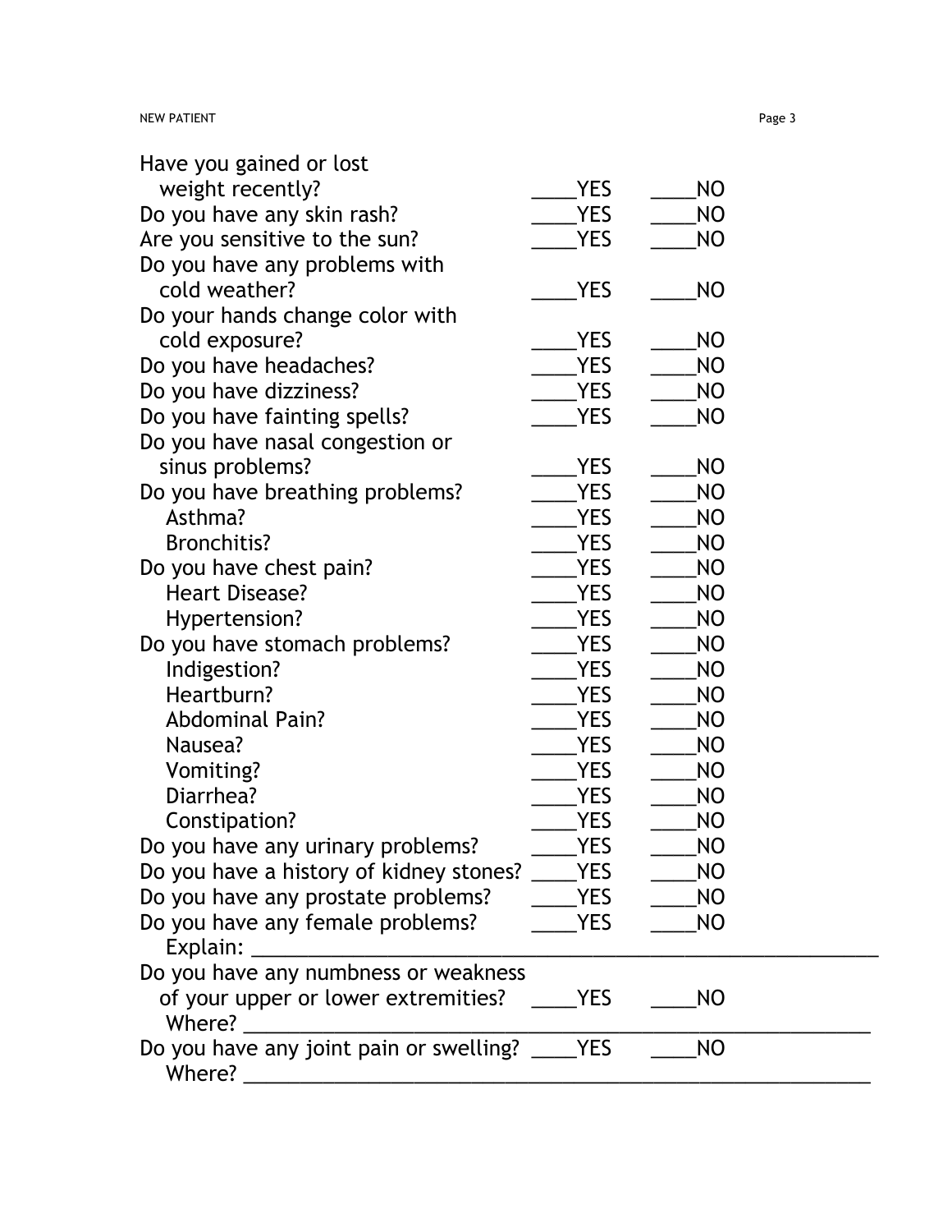Have you gained or lost weight recently? ____YES ____NO

Do you have any skin rash? ____YES ____NO

Are you sensitive to the sun? ____YES ____NO

Do you have any problems with cold weather? ____YES ____NO

Do your hands change color with cold exposure? ____YES ____NO

Do you have headaches? ____YES ____NO

Do you have dizziness? ____YES ____NO

Do you have fainting spells? ____YES ____NO

Do you have nasal congestion or sinus problems? ____YES ____NO

Do you have breathing problems? ____YES ____NO

- Asthma? ____YES ____NO
- Bronchitis? ____YES ____NO

Do you have chest pain? ____YES ____NO

- Heart Disease? ____YES ____NO
- Hypertension? ____YES ____NO

Do you have stomach problems? ____YES ____NO

- Indigestion? ____YES ____NO
- Heartburn? ____YES ____NO
- Abdominal Pain? ____YES ____NO
- Nausea? ____YES ____NO
- Vomiting? ____YES ____NO
- Diarrhea? ____YES ____NO
- Constipation? ____YES ____NO

Do you have any urinary problems? ____YES ____NO

Do you have a history of kidney stones? ____YES ____NO

Do you have any prostate problems? ____YES ____NO

Do you have any female problems? ____YES ____NO

Explain: ____________________________________________________________

Do you have any numbness or weakness of your upper or lower extremities? ____YES ____NO

Where? ____________________________________________________________

Do you have any joint pain or swelling? ____YES ____NO

Where? ____________________________________________________________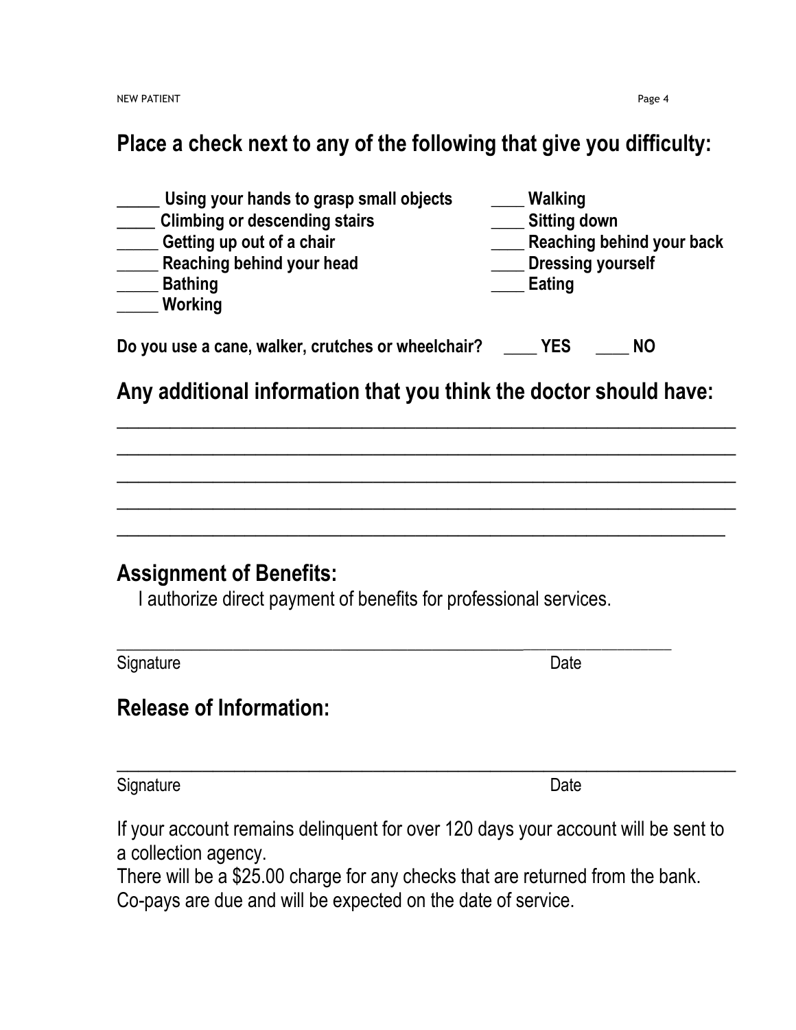## Place a check next to any of the following that give you difficulty:

_____ **Using your hands to grasp small objects**
_____ **Climbing or descending stairs**
_____ **Getting up out of a chair**
_____ **Reaching behind your head**
_____ **Bathing**
_____ **Working**
____ **Walking**
____ **Sitting down**
____ **Reaching behind your back**
____ **Dressing yourself**
____ **Eating**

**Do you use a cane, walker, crutches or wheelchair?** ____ **YES** ____ **NO**

## Any additional information that you think the doctor should have:

_______________________________________________________________

_______________________________________________________________

_______________________________________________________________

_______________________________________________________________

_______________________________________________________________

## Assignment of Benefits:

I authorize direct payment of benefits for professional services.

_______________________________________________________________

Signature Date

## Release of Information:

_______________________________________________________________

Signature Date

If your account remains delinquent for over 120 days your account will be sent to a collection agency.

There will be a $25.00 charge for any checks that are returned from the bank.

Co-pays are due and will be expected on the date of service.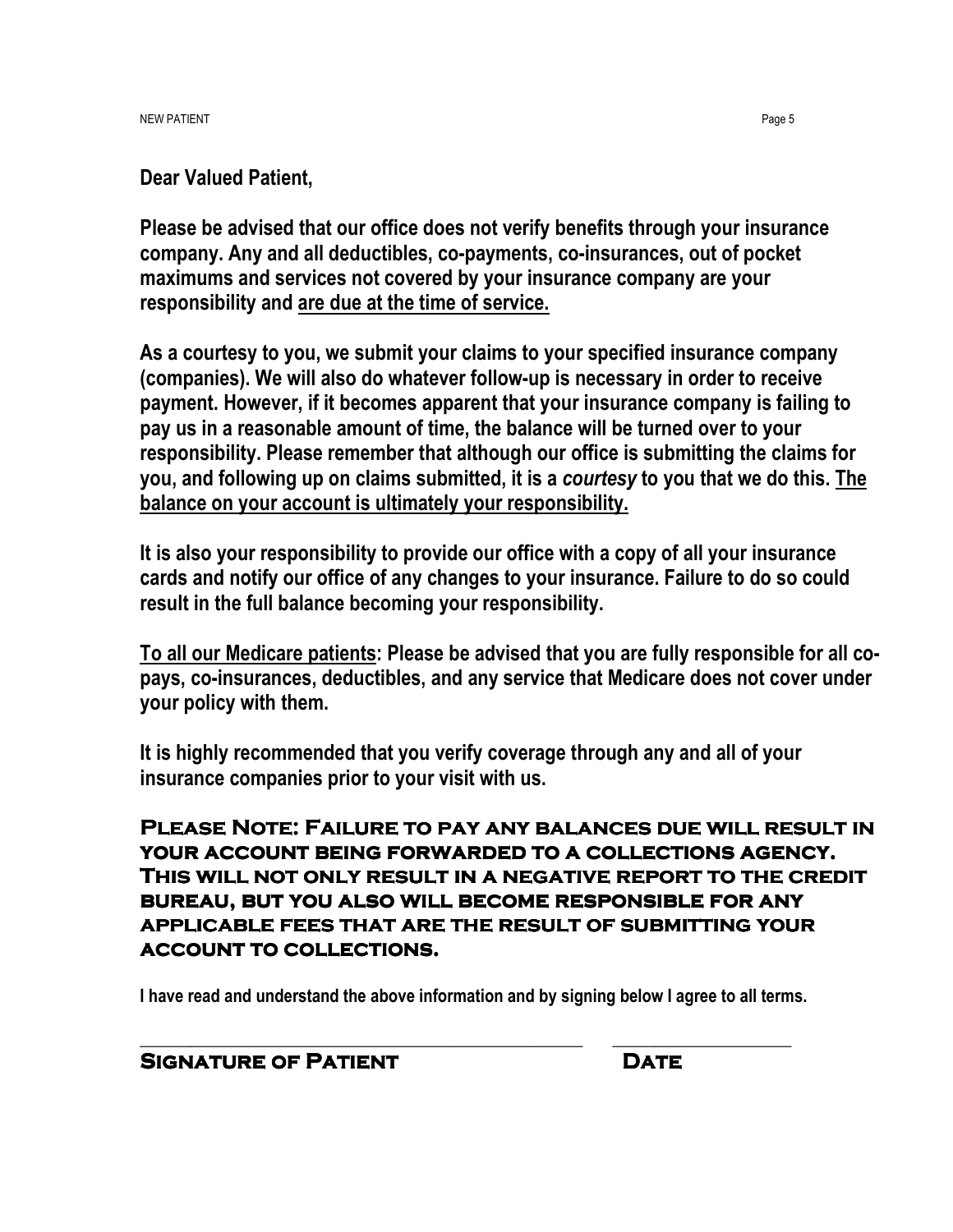**Dear Valued Patient,**

**Please be advised that our office does not verify benefits through your insurance company. Any and all deductibles, co-payments, co-insurances, out of pocket maximums and services not covered by your insurance company are your responsibility and <u>are due at the time of service.</u>**

**As a courtesy to you, we submit your claims to your specified insurance company (companies). We will also do whatever follow-up is necessary in order to receive payment. However, if it becomes apparent that your insurance company is failing to pay us in a reasonable amount of time, the balance will be turned over to your responsibility. Please remember that although our office is submitting the claims for you, and following up on claims submitted, it is a *courtesy* to you that we do this. <u>The balance on your account is ultimately your responsibility.</u>**

**It is also your responsibility to provide our office with a copy of all your insurance cards and notify our office of any changes to your insurance. Failure to do so could result in the full balance becoming your responsibility.**

**<u>To all our Medicare patients</u>: Please be advised that you are fully responsible for all co-pays, co-insurances, deductibles, and any service that Medicare does not cover under your policy with them.**

**It is highly recommended that you verify coverage through any and all of your insurance companies prior to your visit with us.**

**PLEASE NOTE: FAILURE TO PAY ANY BALANCES DUE WILL RESULT IN YOUR ACCOUNT BEING FORWARDED TO A COLLECTIONS AGENCY. THIS WILL NOT ONLY RESULT IN A NEGATIVE REPORT TO THE CREDIT BUREAU, BUT YOU ALSO WILL BECOME RESPONSIBLE FOR ANY APPLICABLE FEES THAT ARE THE RESULT OF SUBMITTING YOUR ACCOUNT TO COLLECTIONS.**

**I have read and understand the above information and by signing below I agree to all terms.**

\_\_\_\_\_\_\_\_\_\_\_\_\_\_\_\_\_\_\_\_\_\_\_\_\_\_\_\_\_\_\_\_\_\_\_\_\_\_\_\_ \_\_\_\_\_\_\_\_\_\_\_\_\_\_\_\_\_\_\_\_

**SIGNATURE OF PATIENT** **DATE**